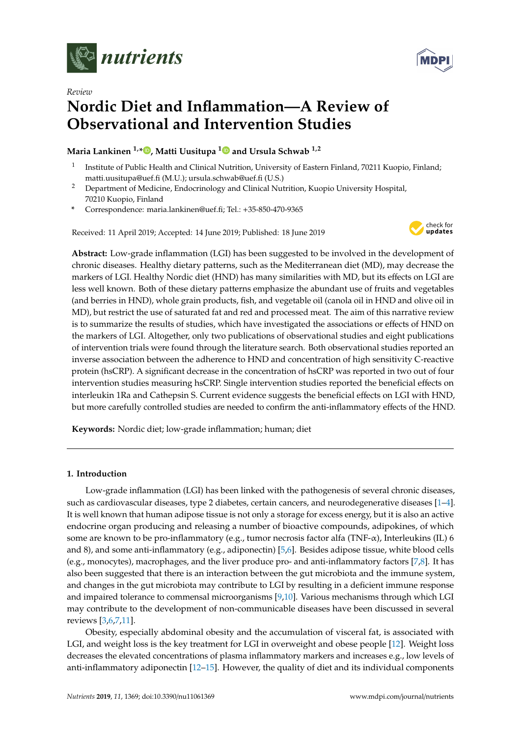*Review*

# Nordic Diet and Inflammation—A Review of Observational and Intervention Studies

**Maria Lankinen [1,*], Matti Uusitupa [1] and Ursula Schwab [1,2]**

[1] Institute of Public Health and Clinical Nutrition, University of Eastern Finland, 70211 Kuopio, Finland; matti.uusitupa@uef.fi (M.U.); ursula.schwab@uef.fi (U.S.)

[2] Department of Medicine, Endocrinology and Clinical Nutrition, Kuopio University Hospital, 70210 Kuopio, Finland

\* Correspondence: maria.lankinen@uef.fi; Tel.: +35-850-470-9365

Received: 11 April 2019; Accepted: 14 June 2019; Published: 18 June 2019

**Abstract:** Low-grade inflammation (LGI) has been suggested to be involved in the development of chronic diseases. Healthy dietary patterns, such as the Mediterranean diet (MD), may decrease the markers of LGI. Healthy Nordic diet (HND) has many similarities with MD, but its effects on LGI are less well known. Both of these dietary patterns emphasize the abundant use of fruits and vegetables (and berries in HND), whole grain products, fish, and vegetable oil (canola oil in HND and olive oil in MD), but restrict the use of saturated fat and red and processed meat. The aim of this narrative review is to summarize the results of studies, which have investigated the associations or effects of HND on the markers of LGI. Altogether, only two publications of observational studies and eight publications of intervention trials were found through the literature search. Both observational studies reported an inverse association between the adherence to HND and concentration of high sensitivity C-reactive protein (hsCRP). A significant decrease in the concentration of hsCRP was reported in two out of four intervention studies measuring hsCRP. Single intervention studies reported the beneficial effects on interleukin 1Ra and Cathepsin S. Current evidence suggests the beneficial effects on LGI with HND, but more carefully controlled studies are needed to confirm the anti-inflammatory effects of the HND.

**Keywords:** Nordic diet; low-grade inflammation; human; diet

## 1. Introduction

Low-grade inflammation (LGI) has been linked with the pathogenesis of several chronic diseases, such as cardiovascular diseases, type 2 diabetes, certain cancers, and neurodegenerative diseases [1–4]. It is well known that human adipose tissue is not only a storage for excess energy, but it is also an active endocrine organ producing and releasing a number of bioactive compounds, adipokines, of which some are known to be pro-inflammatory (e.g., tumor necrosis factor alfa (TNF-α), Interleukins (IL) 6 and 8), and some anti-inflammatory (e.g., adiponectin) [5,6]. Besides adipose tissue, white blood cells (e.g., monocytes), macrophages, and the liver produce pro- and anti-inflammatory factors [7,8]. It has also been suggested that there is an interaction between the gut microbiota and the immune system, and changes in the gut microbiota may contribute to LGI by resulting in a deficient immune response and impaired tolerance to commensal microorganisms [9,10]. Various mechanisms through which LGI may contribute to the development of non-communicable diseases have been discussed in several reviews [3,6,7,11].

Obesity, especially abdominal obesity and the accumulation of visceral fat, is associated with LGI, and weight loss is the key treatment for LGI in overweight and obese people [12]. Weight loss decreases the elevated concentrations of plasma inflammatory markers and increases e.g., low levels of anti-inflammatory adiponectin [12–15]. However, the quality of diet and its individual components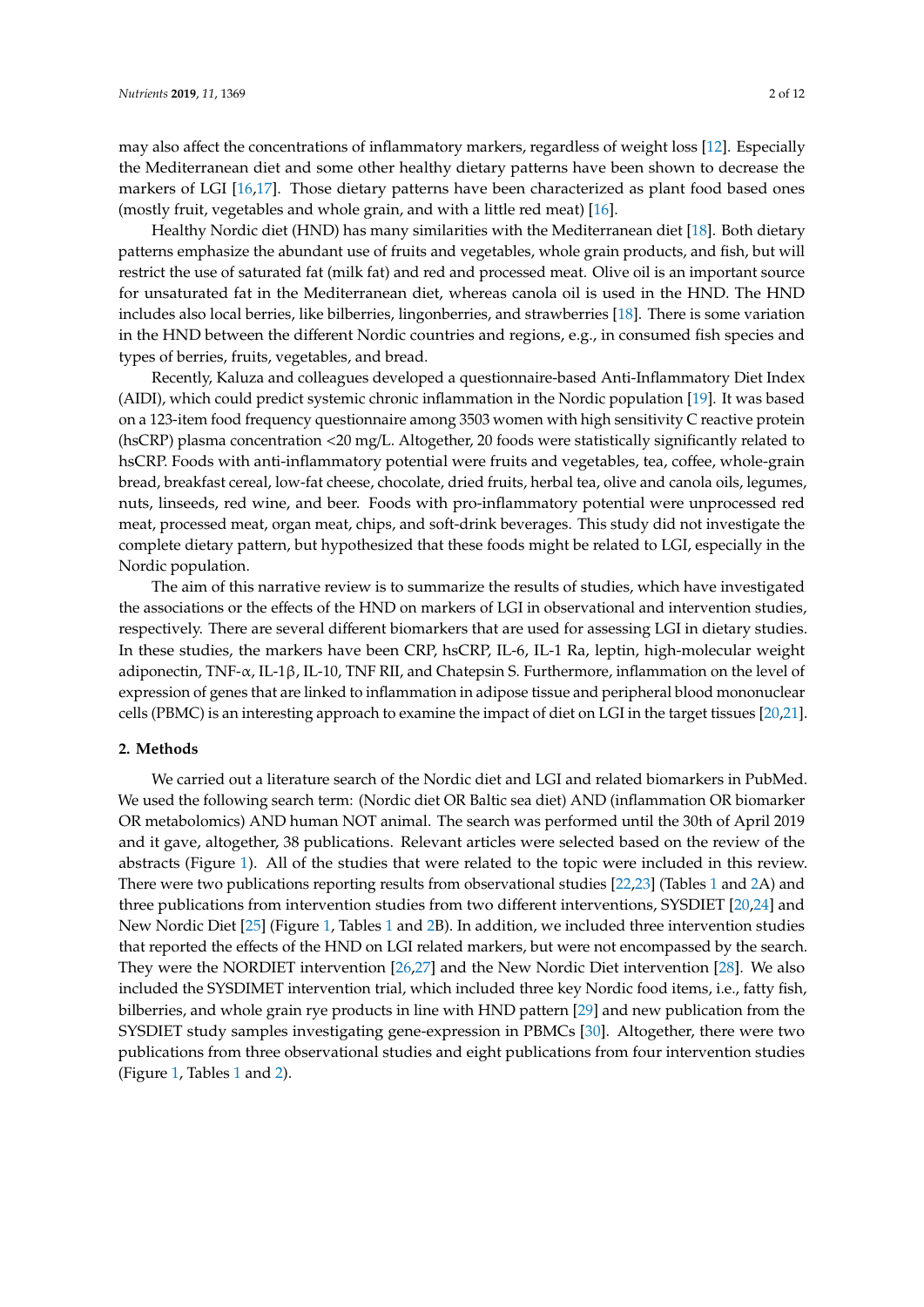may also affect the concentrations of inflammatory markers, regardless of weight loss [12]. Especially the Mediterranean diet and some other healthy dietary patterns have been shown to decrease the markers of LGI [16,17]. Those dietary patterns have been characterized as plant food based ones (mostly fruit, vegetables and whole grain, and with a little red meat) [16].

Healthy Nordic diet (HND) has many similarities with the Mediterranean diet [18]. Both dietary patterns emphasize the abundant use of fruits and vegetables, whole grain products, and fish, but will restrict the use of saturated fat (milk fat) and red and processed meat. Olive oil is an important source for unsaturated fat in the Mediterranean diet, whereas canola oil is used in the HND. The HND includes also local berries, like bilberries, lingonberries, and strawberries [18]. There is some variation in the HND between the different Nordic countries and regions, e.g., in consumed fish species and types of berries, fruits, vegetables, and bread.

Recently, Kaluza and colleagues developed a questionnaire-based Anti-Inflammatory Diet Index (AIDI), which could predict systemic chronic inflammation in the Nordic population [19]. It was based on a 123-item food frequency questionnaire among 3503 women with high sensitivity C reactive protein (hsCRP) plasma concentration <20 mg/L. Altogether, 20 foods were statistically significantly related to hsCRP. Foods with anti-inflammatory potential were fruits and vegetables, tea, coffee, whole-grain bread, breakfast cereal, low-fat cheese, chocolate, dried fruits, herbal tea, olive and canola oils, legumes, nuts, linseeds, red wine, and beer. Foods with pro-inflammatory potential were unprocessed red meat, processed meat, organ meat, chips, and soft-drink beverages. This study did not investigate the complete dietary pattern, but hypothesized that these foods might be related to LGI, especially in the Nordic population.

The aim of this narrative review is to summarize the results of studies, which have investigated the associations or the effects of the HND on markers of LGI in observational and intervention studies, respectively. There are several different biomarkers that are used for assessing LGI in dietary studies. In these studies, the markers have been CRP, hsCRP, IL-6, IL-1 Ra, leptin, high-molecular weight adiponectin, TNF-α, IL-1β, IL-10, TNF RII, and Chatepsin S. Furthermore, inflammation on the level of expression of genes that are linked to inflammation in adipose tissue and peripheral blood mononuclear cells (PBMC) is an interesting approach to examine the impact of diet on LGI in the target tissues [20,21].

## 2. Methods

We carried out a literature search of the Nordic diet and LGI and related biomarkers in PubMed. We used the following search term: (Nordic diet OR Baltic sea diet) AND (inflammation OR biomarker OR metabolomics) AND human NOT animal. The search was performed until the 30th of April 2019 and it gave, altogether, 38 publications. Relevant articles were selected based on the review of the abstracts (Figure 1). All of the studies that were related to the topic were included in this review. There were two publications reporting results from observational studies [22,23] (Tables 1 and 2A) and three publications from intervention studies from two different interventions, SYSDIET [20,24] and New Nordic Diet [25] (Figure 1, Tables 1 and 2B). In addition, we included three intervention studies that reported the effects of the HND on LGI related markers, but were not encompassed by the search. They were the NORDIET intervention [26,27] and the New Nordic Diet intervention [28]. We also included the SYSDIMET intervention trial, which included three key Nordic food items, i.e., fatty fish, bilberries, and whole grain rye products in line with HND pattern [29] and new publication from the SYSDIET study samples investigating gene-expression in PBMCs [30]. Altogether, there were two publications from three observational studies and eight publications from four intervention studies (Figure 1, Tables 1 and 2).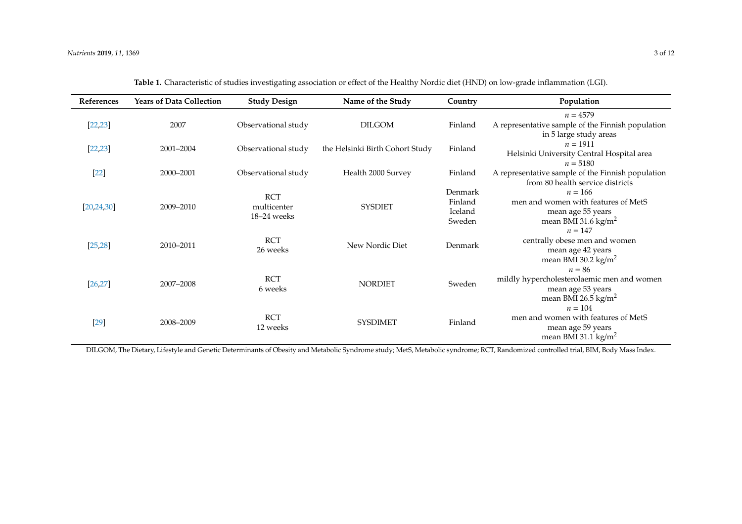**Table 1.** Characteristic of studies investigating association or effect of the Healthy Nordic diet (HND) on low-grade inflammation (LGI).

| References | Years of Data Collection | Study Design | Name of the Study | Country | Population |
|---|---|---|---|---|---|
| [22,23] | 2007 | Observational study | DILGOM | Finland | $n = 4579$<br>A representative sample of the Finnish population in 5 large study areas |
| [22,23] | 2001–2004 | Observational study | the Helsinki Birth Cohort Study | Finland | $n = 1911$<br>Helsinki University Central Hospital area |
| [22] | 2000–2001 | Observational study | Health 2000 Survey | Finland | $n = 5180$<br>A representative sample of the Finnish population from 80 health service districts |
| [20,24,30] | 2009–2010 | RCT<br>multicenter<br>18–24 weeks | SYSDIET | Denmark<br>Finland<br>Iceland<br>Sweden | $n = 166$<br>men and women with features of MetS<br>mean age 55 years<br>mean BMI 31.6 kg/m$^2$ |
| [25,28] | 2010–2011 | RCT<br>26 weeks | New Nordic Diet | Denmark | $n = 147$<br>centrally obese men and women<br>mean age 42 years<br>mean BMI 30.2 kg/m$^2$ |
| [26,27] | 2007–2008 | RCT<br>6 weeks | NORDIET | Sweden | $n = 86$<br>mildly hypercholesterolaemic men and women<br>mean age 53 years<br>mean BMI 26.5 kg/m$^2$ |
| [29] | 2008–2009 | RCT<br>12 weeks | SYSDIMET | Finland | $n = 104$<br>men and women with features of MetS<br>mean age 59 years<br>mean BMI 31.1 kg/m$^2$ |

DILGOM, The Dietary, Lifestyle and Genetic Determinants of Obesity and Metabolic Syndrome study; MetS, Metabolic syndrome; RCT, Randomized controlled trial, BIM, Body Mass Index.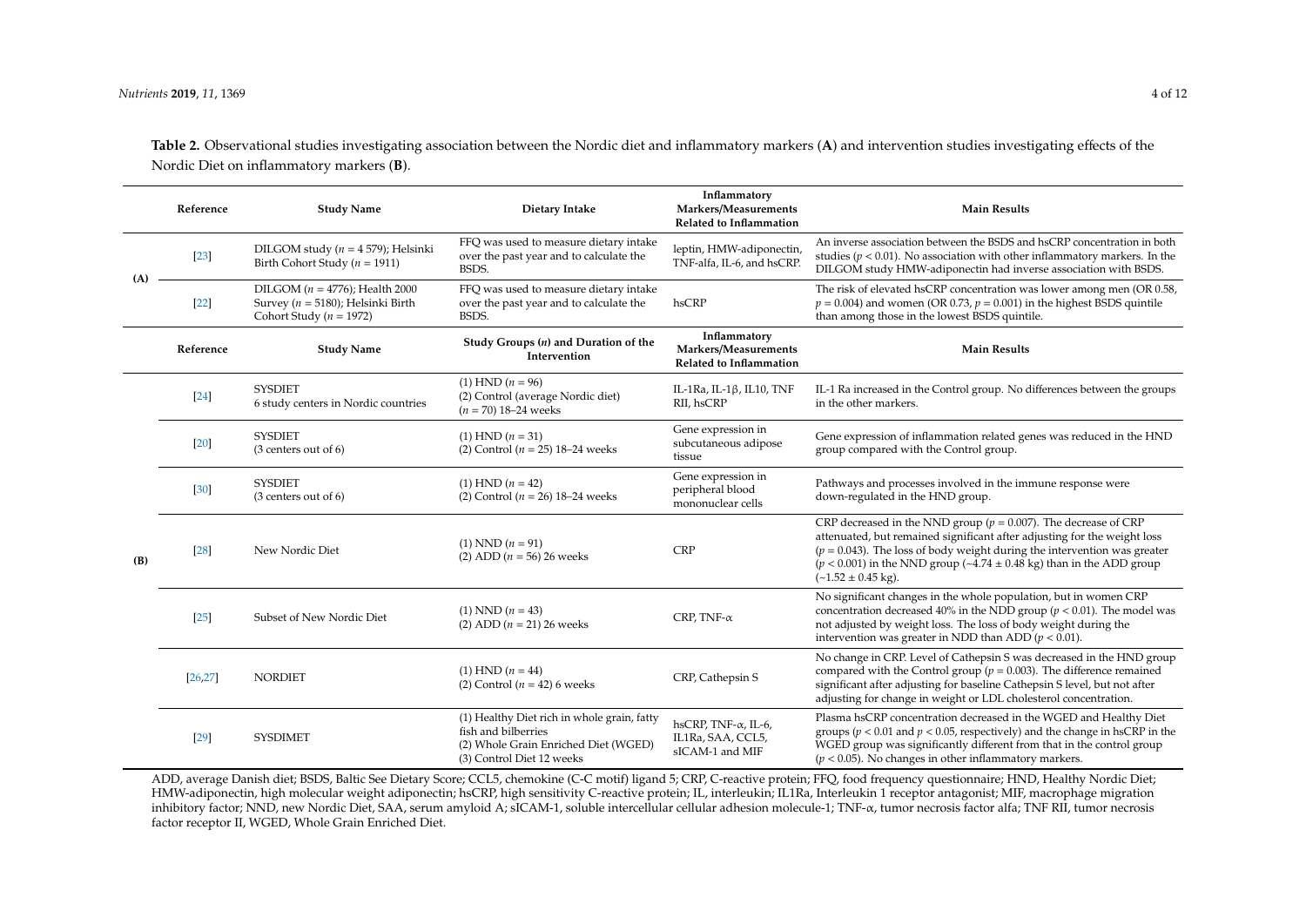**Table 2.** Observational studies investigating association between the Nordic diet and inflammatory markers (**A**) and intervention studies investigating effects of the Nordic Diet on inflammatory markers (**B**).

| | Reference | Study Name | Dietary Intake | Inflammatory Markers/Measurements Related to Inflammation | Main Results |
|---|---|---|---|---|---|
| (A) | [23] | DILGOM study ($n$ = 4 579); Helsinki Birth Cohort Study ($n$ = 1911) | FFQ was used to measure dietary intake over the past year and to calculate the BSDS. | leptin, HMW-adiponectin, TNF-alfa, IL-6, and hsCRP. | An inverse association between the BSDS and hsCRP concentration in both studies ($p < 0.01$). No association with other inflammatory markers. In the DILGOM study HMW-adiponectin had inverse association with BSDS. |
| | [22] | DILGOM ($n$ = 4776); Health 2000 Survey ($n$ = 5180); Helsinki Birth Cohort Study ($n$ = 1972) | FFQ was used to measure dietary intake over the past year and to calculate the BSDS. | hsCRP | The risk of elevated hsCRP concentration was lower among men (OR 0.58, $p$ = 0.004) and women (OR 0.73, $p$ = 0.001) in the highest BSDS quintile than among those in the lowest BSDS quintile. |
| | **Reference** | **Study Name** | **Study Groups ($n$) and Duration of the Intervention** | **Inflammatory Markers/Measurements Related to Inflammation** | **Main Results** |
| (B) | [24] | SYSDIET 6 study centers in Nordic countries | (1) HND ($n$ = 96) (2) Control (average Nordic diet) ($n$ = 70) 18–24 weeks | IL-1Ra, IL-1β, IL10, TNF RII, hsCRP | IL-1 Ra increased in the Control group. No differences between the groups in the other markers. |
| | [20] | SYSDIET (3 centers out of 6) | (1) HND ($n$ = 31) (2) Control ($n$ = 25) 18–24 weeks | Gene expression in subcutaneous adipose tissue | Gene expression of inflammation related genes was reduced in the HND group compared with the Control group. |
| | [30] | SYSDIET (3 centers out of 6) | (1) HND ($n$ = 42) (2) Control ($n$ = 26) 18–24 weeks | Gene expression in peripheral blood mononuclear cells | Pathways and processes involved in the immune response were down-regulated in the HND group. |
| | [28] | New Nordic Diet | (1) NND ($n$ = 91) (2) ADD ($n$ = 56) 26 weeks | CRP | CRP decreased in the NND group ($p$ = 0.007). The decrease of CRP attenuated, but remained significant after adjusting for the weight loss ($p$ = 0.043). The loss of body weight during the intervention was greater ($p < 0.001$) in the NND group (−4.74 ± 0.48 kg) than in the ADD group (−1.52 ± 0.45 kg). |
| | [25] | Subset of New Nordic Diet | (1) NND ($n$ = 43) (2) ADD ($n$ = 21) 26 weeks | CRP, TNF-α | No significant changes in the whole population, but in women CRP concentration decreased 40% in the NDD group ($p < 0.01$). The model was not adjusted by weight loss. The loss of body weight during the intervention was greater in NDD than ADD ($p < 0.01$). |
| | [26,27] | NORDIET | (1) HND ($n$ = 44) (2) Control ($n$ = 42) 6 weeks | CRP, Cathepsin S | No change in CRP. Level of Cathepsin S was decreased in the HND group compared with the Control group ($p$ = 0.003). The difference remained significant after adjusting for baseline Cathepsin S level, but not after adjusting for change in weight or LDL cholesterol concentration. |
| | [29] | SYSDIMET | (1) Healthy Diet rich in whole grain, fatty fish and bilberries (2) Whole Grain Enriched Diet (WGED) (3) Control Diet 12 weeks | hsCRP, TNF-α, IL-6, IL1Ra, SAA, CCL5, sICAM-1 and MIF | Plasma hsCRP concentration decreased in the WGED and Healthy Diet groups ($p < 0.01$ and $p < 0.05$, respectively) and the change in hsCRP in the WGED group was significantly different from that in the control group ($p < 0.05$). No changes in other inflammatory markers. |

ADD, average Danish diet; BSDS, Baltic Sea Dietary Score; CCL5, chemokine (C-C motif) ligand 5; CRP, C-reactive protein; FFQ, food frequency questionnaire; HND, Healthy Nordic Diet; HMW-adiponectin, high molecular weight adiponectin; hsCRP, high sensitivity C-reactive protein; IL, interleukin; IL1Ra, Interleukin 1 receptor antagonist; MIF, macrophage migration inhibitory factor; NND, new Nordic Diet, SAA, serum amyloid A; sICAM-1, soluble intercellular cellular adhesion molecule-1; TNF-α, tumor necrosis factor alfa; TNF RII, tumor necrosis factor receptor II, WGED, Whole Grain Enriched Diet.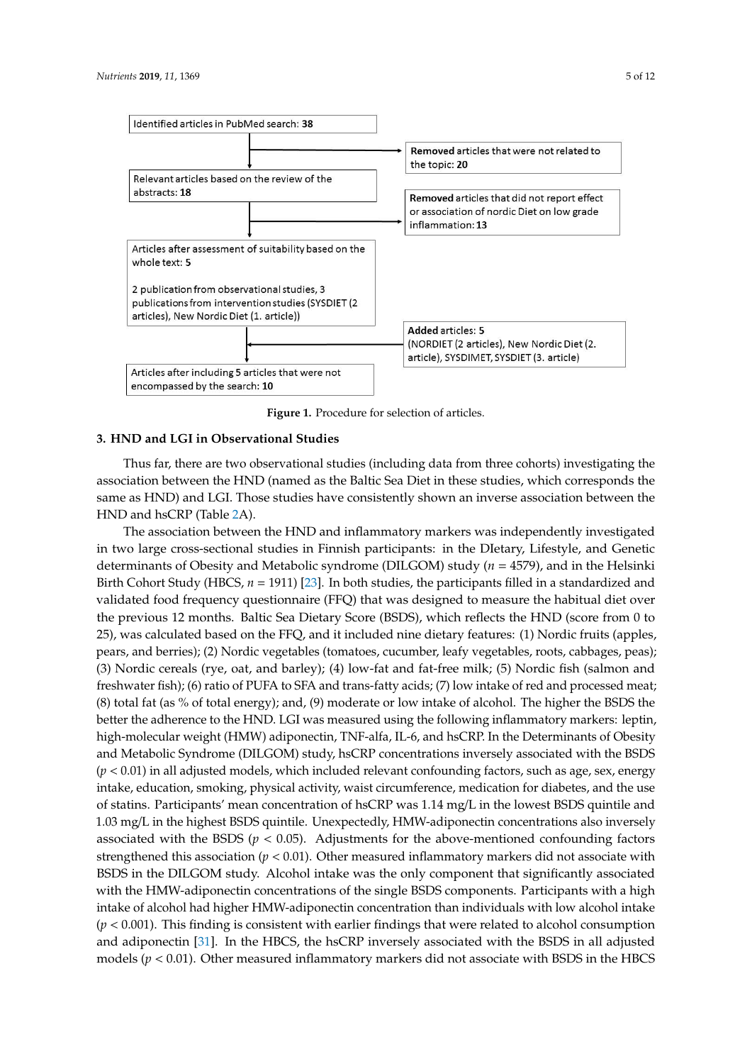Identified articles in PubMed search: **38**

**Removed** articles that were not related to the topic: **20**

Relevant articles based on the review of the abstracts: **18**

**Removed** articles that did not report effect or association of nordic Diet on low grade inflammation: **13**

Articles after assessment of suitability based on the whole text: **5**

2 publication from observational studies, 3 publications from intervention studies (SYSDIET (2 articles), New Nordic Diet (1. article))

**Added** articles: **5**
(NORDIET (2 articles), New Nordic Diet (2. article), SYSDIMET, SYSDIET (3. article)

Articles after including 5 articles that were not encompassed by the search: **10**

**Figure 1.** Procedure for selection of articles.

## 3. HND and LGI in Observational Studies

Thus far, there are two observational studies (including data from three cohorts) investigating the association between the HND (named as the Baltic Sea Diet in these studies, which corresponds the same as HND) and LGI. Those studies have consistently shown an inverse association between the HND and hsCRP (Table 2A).

The association between the HND and inflammatory markers was independently investigated in two large cross-sectional studies in Finnish participants: in the DIetary, Lifestyle, and Genetic determinants of Obesity and Metabolic syndrome (DILGOM) study ($n = 4579$), and in the Helsinki Birth Cohort Study (HBCS, $n = 1911$) [23]. In both studies, the participants filled in a standardized and validated food frequency questionnaire (FFQ) that was designed to measure the habitual diet over the previous 12 months. Baltic Sea Dietary Score (BSDS), which reflects the HND (score from 0 to 25), was calculated based on the FFQ, and it included nine dietary features: (1) Nordic fruits (apples, pears, and berries); (2) Nordic vegetables (tomatoes, cucumber, leafy vegetables, roots, cabbages, peas); (3) Nordic cereals (rye, oat, and barley); (4) low-fat and fat-free milk; (5) Nordic fish (salmon and freshwater fish); (6) ratio of PUFA to SFA and trans-fatty acids; (7) low intake of red and processed meat; (8) total fat (as % of total energy); and, (9) moderate or low intake of alcohol. The higher the BSDS the better the adherence to the HND. LGI was measured using the following inflammatory markers: leptin, high-molecular weight (HMW) adiponectin, TNF-alfa, IL-6, and hsCRP. In the Determinants of Obesity and Metabolic Syndrome (DILGOM) study, hsCRP concentrations inversely associated with the BSDS ($p < 0.01$) in all adjusted models, which included relevant confounding factors, such as age, sex, energy intake, education, smoking, physical activity, waist circumference, medication for diabetes, and the use of statins. Participants' mean concentration of hsCRP was 1.14 mg/L in the lowest BSDS quintile and 1.03 mg/L in the highest BSDS quintile. Unexpectedly, HMW-adiponectin concentrations also inversely associated with the BSDS ($p < 0.05$). Adjustments for the above-mentioned confounding factors strengthened this association ($p < 0.01$). Other measured inflammatory markers did not associate with BSDS in the DILGOM study. Alcohol intake was the only component that significantly associated with the HMW-adiponectin concentrations of the single BSDS components. Participants with a high intake of alcohol had higher HMW-adiponectin concentration than individuals with low alcohol intake ($p < 0.001$). This finding is consistent with earlier findings that were related to alcohol consumption and adiponectin [31]. In the HBCS, the hsCRP inversely associated with the BSDS in all adjusted models ($p < 0.01$). Other measured inflammatory markers did not associate with BSDS in the HBCS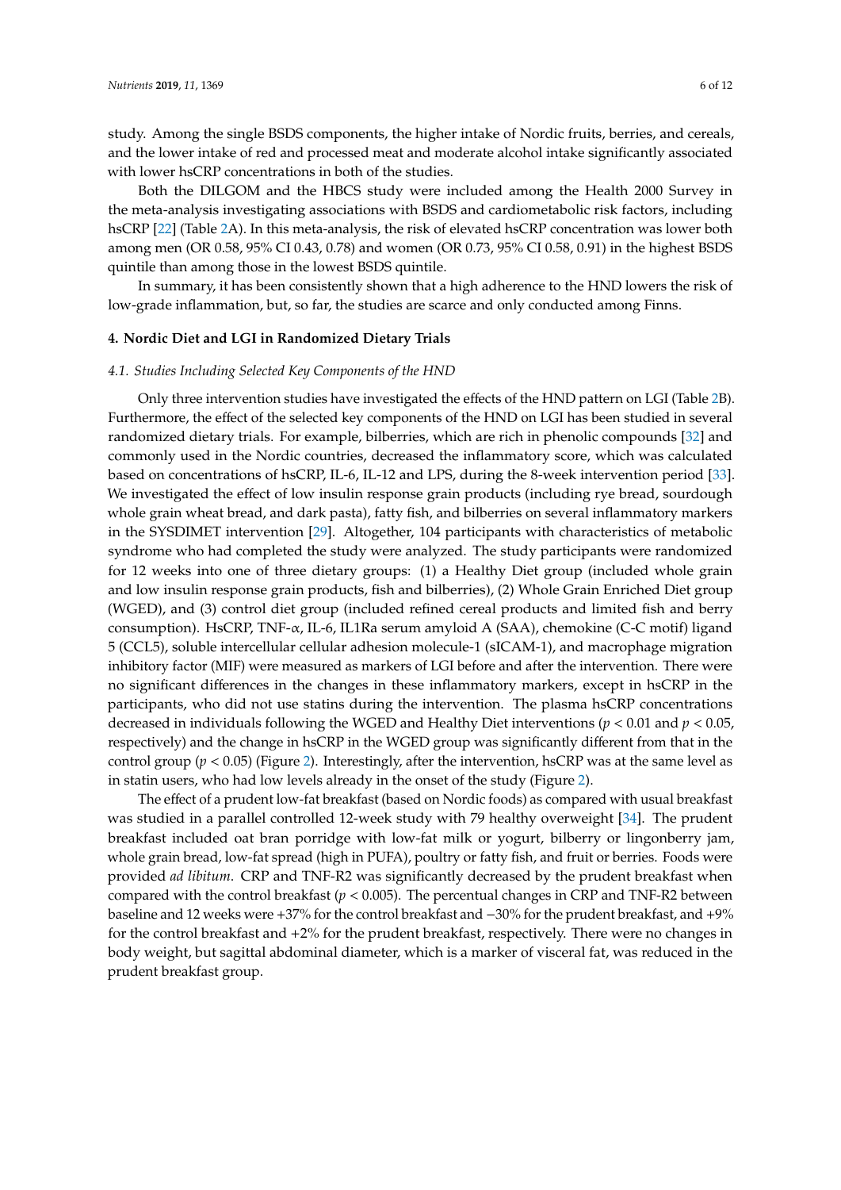study. Among the single BSDS components, the higher intake of Nordic fruits, berries, and cereals, and the lower intake of red and processed meat and moderate alcohol intake significantly associated with lower hsCRP concentrations in both of the studies.

Both the DILGOM and the HBCS study were included among the Health 2000 Survey in the meta-analysis investigating associations with BSDS and cardiometabolic risk factors, including hsCRP [22] (Table 2A). In this meta-analysis, the risk of elevated hsCRP concentration was lower both among men (OR 0.58, 95% CI 0.43, 0.78) and women (OR 0.73, 95% CI 0.58, 0.91) in the highest BSDS quintile than among those in the lowest BSDS quintile.

In summary, it has been consistently shown that a high adherence to the HND lowers the risk of low-grade inflammation, but, so far, the studies are scarce and only conducted among Finns.

## 4. Nordic Diet and LGI in Randomized Dietary Trials

### *4.1. Studies Including Selected Key Components of the HND*

Only three intervention studies have investigated the effects of the HND pattern on LGI (Table 2B). Furthermore, the effect of the selected key components of the HND on LGI has been studied in several randomized dietary trials. For example, bilberries, which are rich in phenolic compounds [32] and commonly used in the Nordic countries, decreased the inflammatory score, which was calculated based on concentrations of hsCRP, IL-6, IL-12 and LPS, during the 8-week intervention period [33]. We investigated the effect of low insulin response grain products (including rye bread, sourdough whole grain wheat bread, and dark pasta), fatty fish, and bilberries on several inflammatory markers in the SYSDIMET intervention [29]. Altogether, 104 participants with characteristics of metabolic syndrome who had completed the study were analyzed. The study participants were randomized for 12 weeks into one of three dietary groups: (1) a Healthy Diet group (included whole grain and low insulin response grain products, fish and bilberries), (2) Whole Grain Enriched Diet group (WGED), and (3) control diet group (included refined cereal products and limited fish and berry consumption). HsCRP, TNF-$\alpha$, IL-6, IL1Ra serum amyloid A (SAA), chemokine (C-C motif) ligand 5 (CCL5), soluble intercellular cellular adhesion molecule-1 (sICAM-1), and macrophage migration inhibitory factor (MIF) were measured as markers of LGI before and after the intervention. There were no significant differences in the changes in these inflammatory markers, except in hsCRP in the participants, who did not use statins during the intervention. The plasma hsCRP concentrations decreased in individuals following the WGED and Healthy Diet interventions ($p < 0.01$ and $p < 0.05$, respectively) and the change in hsCRP in the WGED group was significantly different from that in the control group ($p < 0.05$) (Figure 2). Interestingly, after the intervention, hsCRP was at the same level as in statin users, who had low levels already in the onset of the study (Figure 2).

The effect of a prudent low-fat breakfast (based on Nordic foods) as compared with usual breakfast was studied in a parallel controlled 12-week study with 79 healthy overweight [34]. The prudent breakfast included oat bran porridge with low-fat milk or yogurt, bilberry or lingonberry jam, whole grain bread, low-fat spread (high in PUFA), poultry or fatty fish, and fruit or berries. Foods were provided *ad libitum*. CRP and TNF-R2 was significantly decreased by the prudent breakfast when compared with the control breakfast ($p < 0.005$). The percentual changes in CRP and TNF-R2 between baseline and 12 weeks were +37% for the control breakfast and −30% for the prudent breakfast, and +9% for the control breakfast and +2% for the prudent breakfast, respectively. There were no changes in body weight, but sagittal abdominal diameter, which is a marker of visceral fat, was reduced in the prudent breakfast group.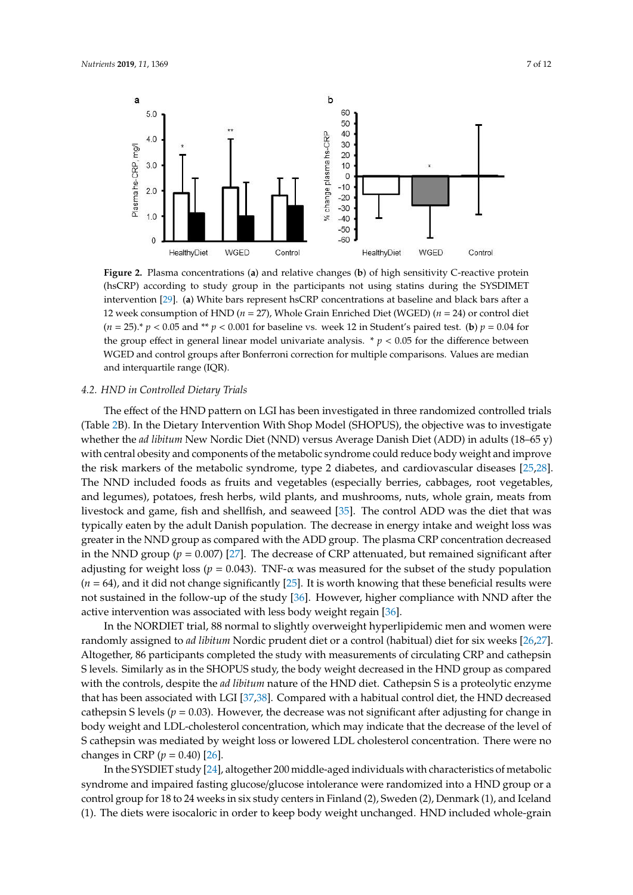**Figure 2.** Plasma concentrations (**a**) and relative changes (**b**) of high sensitivity C-reactive protein (hsCRP) according to study group in the participants not using statins during the SYSDIMET intervention [29]. (**a**) White bars represent hsCRP concentrations at baseline and black bars after a 12 week consumption of HND ($n$ = 27), Whole Grain Enriched Diet (WGED) ($n$ = 24) or control diet ($n$ = 25).* $p$ < 0.05 and ** $p$ < 0.001 for baseline vs. week 12 in Student's paired test. (**b**) $p$ = 0.04 for the group effect in general linear model univariate analysis. * $p$ < 0.05 for the difference between WGED and control groups after Bonferroni correction for multiple comparisons. Values are median and interquartile range (IQR).

### 4.2. HND in Controlled Dietary Trials

The effect of the HND pattern on LGI has been investigated in three randomized controlled trials (Table 2B). In the Dietary Intervention With Shop Model (SHOPUS), the objective was to investigate whether the *ad libitum* New Nordic Diet (NND) versus Average Danish Diet (ADD) in adults (18–65 y) with central obesity and components of the metabolic syndrome could reduce body weight and improve the risk markers of the metabolic syndrome, type 2 diabetes, and cardiovascular diseases [25,28]. The NND included foods as fruits and vegetables (especially berries, cabbages, root vegetables, and legumes), potatoes, fresh herbs, wild plants, and mushrooms, nuts, whole grain, meats from livestock and game, fish and shellfish, and seaweed [35]. The control ADD was the diet that was typically eaten by the adult Danish population. The decrease in energy intake and weight loss was greater in the NND group as compared with the ADD group. The plasma CRP concentration decreased in the NND group ($p$ = 0.007) [27]. The decrease of CRP attenuated, but remained significant after adjusting for weight loss ($p$ = 0.043). TNF-α was measured for the subset of the study population ($n$ = 64), and it did not change significantly [25]. It is worth knowing that these beneficial results were not sustained in the follow-up of the study [36]. However, higher compliance with NND after the active intervention was associated with less body weight regain [36].

In the NORDIET trial, 88 normal to slightly overweight hyperlipidemic men and women were randomly assigned to *ad libitum* Nordic prudent diet or a control (habitual) diet for six weeks [26,27]. Altogether, 86 participants completed the study with measurements of circulating CRP and cathepsin S levels. Similarly as in the SHOPUS study, the body weight decreased in the HND group as compared with the controls, despite the *ad libitum* nature of the HND diet. Cathepsin S is a proteolytic enzyme that has been associated with LGI [37,38]. Compared with a habitual control diet, the HND decreased cathepsin S levels ($p$ = 0.03). However, the decrease was not significant after adjusting for change in body weight and LDL-cholesterol concentration, which may indicate that the decrease of the level of S cathepsin was mediated by weight loss or lowered LDL cholesterol concentration. There were no changes in CRP ($p$ = 0.40) [26].

In the SYSDIET study [24], altogether 200 middle-aged individuals with characteristics of metabolic syndrome and impaired fasting glucose/glucose intolerance were randomized into a HND group or a control group for 18 to 24 weeks in six study centers in Finland (2), Sweden (2), Denmark (1), and Iceland (1). The diets were isocaloric in order to keep body weight unchanged. HND included whole-grain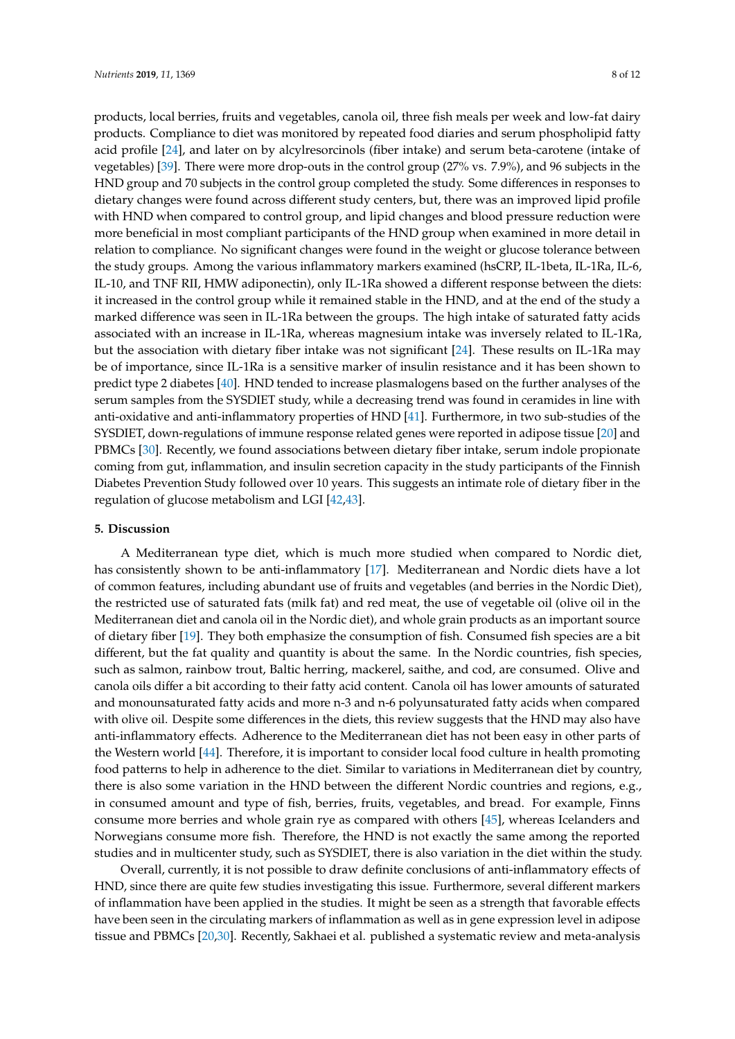products, local berries, fruits and vegetables, canola oil, three fish meals per week and low-fat dairy products. Compliance to diet was monitored by repeated food diaries and serum phospholipid fatty acid profile [24], and later on by alcylresorcinols (fiber intake) and serum beta-carotene (intake of vegetables) [39]. There were more drop-outs in the control group (27% vs. 7.9%), and 96 subjects in the HND group and 70 subjects in the control group completed the study. Some differences in responses to dietary changes were found across different study centers, but, there was an improved lipid profile with HND when compared to control group, and lipid changes and blood pressure reduction were more beneficial in most compliant participants of the HND group when examined in more detail in relation to compliance. No significant changes were found in the weight or glucose tolerance between the study groups. Among the various inflammatory markers examined (hsCRP, IL-1beta, IL-1Ra, IL-6, IL-10, and TNF RII, HMW adiponectin), only IL-1Ra showed a different response between the diets: it increased in the control group while it remained stable in the HND, and at the end of the study a marked difference was seen in IL-1Ra between the groups. The high intake of saturated fatty acids associated with an increase in IL-1Ra, whereas magnesium intake was inversely related to IL-1Ra, but the association with dietary fiber intake was not significant [24]. These results on IL-1Ra may be of importance, since IL-1Ra is a sensitive marker of insulin resistance and it has been shown to predict type 2 diabetes [40]. HND tended to increase plasmalogens based on the further analyses of the serum samples from the SYSDIET study, while a decreasing trend was found in ceramides in line with anti-oxidative and anti-inflammatory properties of HND [41]. Furthermore, in two sub-studies of the SYSDIET, down-regulations of immune response related genes were reported in adipose tissue [20] and PBMCs [30]. Recently, we found associations between dietary fiber intake, serum indole propionate coming from gut, inflammation, and insulin secretion capacity in the study participants of the Finnish Diabetes Prevention Study followed over 10 years. This suggests an intimate role of dietary fiber in the regulation of glucose metabolism and LGI [42,43].

## 5. Discussion

A Mediterranean type diet, which is much more studied when compared to Nordic diet, has consistently shown to be anti-inflammatory [17]. Mediterranean and Nordic diets have a lot of common features, including abundant use of fruits and vegetables (and berries in the Nordic Diet), the restricted use of saturated fats (milk fat) and red meat, the use of vegetable oil (olive oil in the Mediterranean diet and canola oil in the Nordic diet), and whole grain products as an important source of dietary fiber [19]. They both emphasize the consumption of fish. Consumed fish species are a bit different, but the fat quality and quantity is about the same. In the Nordic countries, fish species, such as salmon, rainbow trout, Baltic herring, mackerel, saithe, and cod, are consumed. Olive and canola oils differ a bit according to their fatty acid content. Canola oil has lower amounts of saturated and monounsaturated fatty acids and more n-3 and n-6 polyunsaturated fatty acids when compared with olive oil. Despite some differences in the diets, this review suggests that the HND may also have anti-inflammatory effects. Adherence to the Mediterranean diet has not been easy in other parts of the Western world [44]. Therefore, it is important to consider local food culture in health promoting food patterns to help in adherence to the diet. Similar to variations in Mediterranean diet by country, there is also some variation in the HND between the different Nordic countries and regions, e.g., in consumed amount and type of fish, berries, fruits, vegetables, and bread. For example, Finns consume more berries and whole grain rye as compared with others [45], whereas Icelanders and Norwegians consume more fish. Therefore, the HND is not exactly the same among the reported studies and in multicenter study, such as SYSDIET, there is also variation in the diet within the study.

Overall, currently, it is not possible to draw definite conclusions of anti-inflammatory effects of HND, since there are quite few studies investigating this issue. Furthermore, several different markers of inflammation have been applied in the studies. It might be seen as a strength that favorable effects have been seen in the circulating markers of inflammation as well as in gene expression level in adipose tissue and PBMCs [20,30]. Recently, Sakhaei et al. published a systematic review and meta-analysis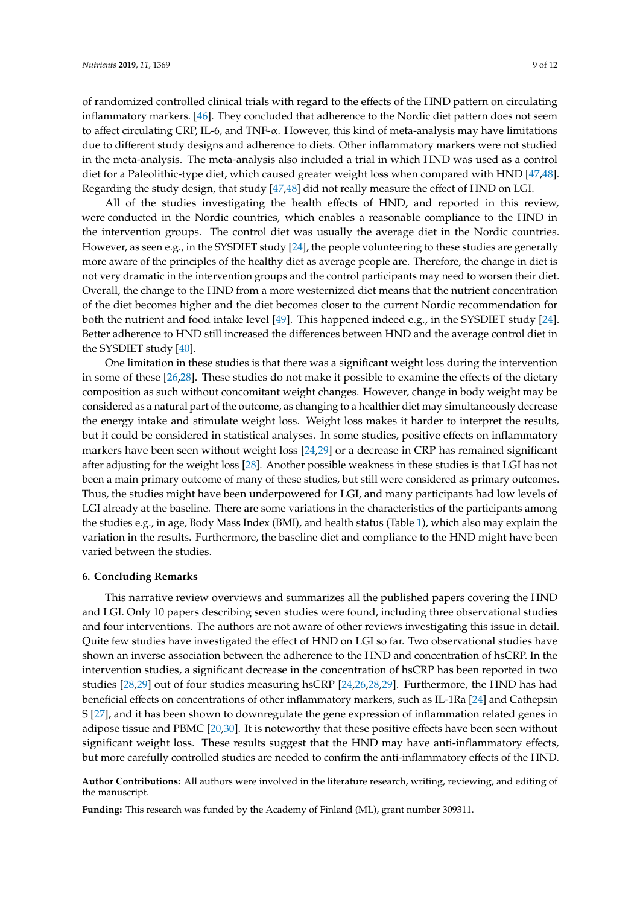of randomized controlled clinical trials with regard to the effects of the HND pattern on circulating inflammatory markers. [46]. They concluded that adherence to the Nordic diet pattern does not seem to affect circulating CRP, IL-6, and TNF-α. However, this kind of meta-analysis may have limitations due to different study designs and adherence to diets. Other inflammatory markers were not studied in the meta-analysis. The meta-analysis also included a trial in which HND was used as a control diet for a Paleolithic-type diet, which caused greater weight loss when compared with HND [47,48]. Regarding the study design, that study [47,48] did not really measure the effect of HND on LGI.

All of the studies investigating the health effects of HND, and reported in this review, were conducted in the Nordic countries, which enables a reasonable compliance to the HND in the intervention groups. The control diet was usually the average diet in the Nordic countries. However, as seen e.g., in the SYSDIET study [24], the people volunteering to these studies are generally more aware of the principles of the healthy diet as average people are. Therefore, the change in diet is not very dramatic in the intervention groups and the control participants may need to worsen their diet. Overall, the change to the HND from a more westernized diet means that the nutrient concentration of the diet becomes higher and the diet becomes closer to the current Nordic recommendation for both the nutrient and food intake level [49]. This happened indeed e.g., in the SYSDIET study [24]. Better adherence to HND still increased the differences between HND and the average control diet in the SYSDIET study [40].

One limitation in these studies is that there was a significant weight loss during the intervention in some of these [26,28]. These studies do not make it possible to examine the effects of the dietary composition as such without concomitant weight changes. However, change in body weight may be considered as a natural part of the outcome, as changing to a healthier diet may simultaneously decrease the energy intake and stimulate weight loss. Weight loss makes it harder to interpret the results, but it could be considered in statistical analyses. In some studies, positive effects on inflammatory markers have been seen without weight loss [24,29] or a decrease in CRP has remained significant after adjusting for the weight loss [28]. Another possible weakness in these studies is that LGI has not been a main primary outcome of many of these studies, but still were considered as primary outcomes. Thus, the studies might have been underpowered for LGI, and many participants had low levels of LGI already at the baseline. There are some variations in the characteristics of the participants among the studies e.g., in age, Body Mass Index (BMI), and health status (Table 1), which also may explain the variation in the results. Furthermore, the baseline diet and compliance to the HND might have been varied between the studies.

## 6. Concluding Remarks

This narrative review overviews and summarizes all the published papers covering the HND and LGI. Only 10 papers describing seven studies were found, including three observational studies and four interventions. The authors are not aware of other reviews investigating this issue in detail. Quite few studies have investigated the effect of HND on LGI so far. Two observational studies have shown an inverse association between the adherence to the HND and concentration of hsCRP. In the intervention studies, a significant decrease in the concentration of hsCRP has been reported in two studies [28,29] out of four studies measuring hsCRP [24,26,28,29]. Furthermore, the HND has had beneficial effects on concentrations of other inflammatory markers, such as IL-1Ra [24] and Cathepsin S [27], and it has been shown to downregulate the gene expression of inflammation related genes in adipose tissue and PBMC [20,30]. It is noteworthy that these positive effects have been seen without significant weight loss. These results suggest that the HND may have anti-inflammatory effects, but more carefully controlled studies are needed to confirm the anti-inflammatory effects of the HND.

**Author Contributions:** All authors were involved in the literature research, writing, reviewing, and editing of the manuscript.

**Funding:** This research was funded by the Academy of Finland (ML), grant number 309311.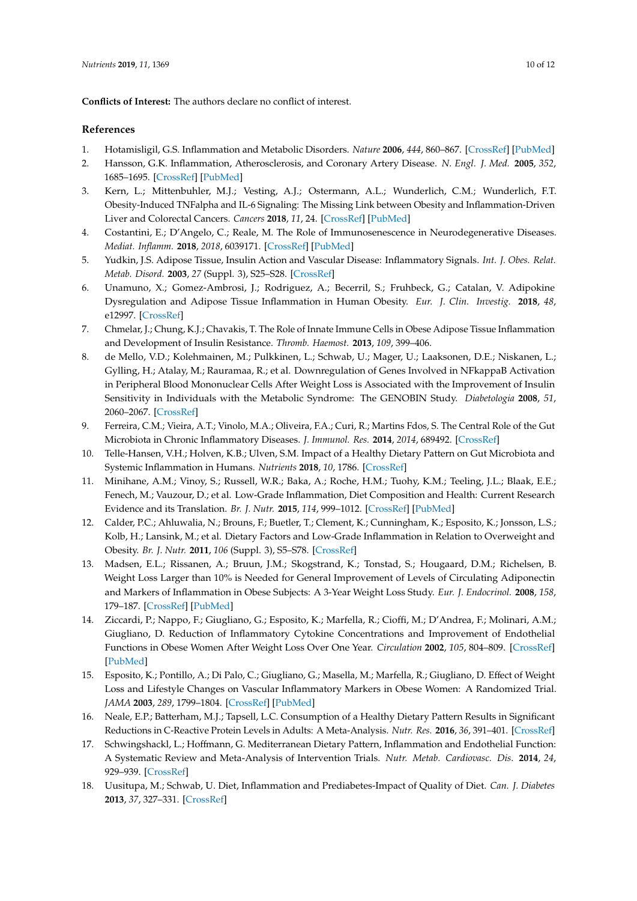**Conflicts of Interest:** The authors declare no conflict of interest.

## References

1. Hotamisligil, G.S. Inflammation and Metabolic Disorders. *Nature* **2006**, *444*, 860–867. [CrossRef] [PubMed]
2. Hansson, G.K. Inflammation, Atherosclerosis, and Coronary Artery Disease. *N. Engl. J. Med.* **2005**, *352*, 1685–1695. [CrossRef] [PubMed]
3. Kern, L.; Mittenbuhler, M.J.; Vesting, A.J.; Ostermann, A.L.; Wunderlich, C.M.; Wunderlich, F.T. Obesity-Induced TNFalpha and IL-6 Signaling: The Missing Link between Obesity and Inflammation-Driven Liver and Colorectal Cancers. *Cancers* **2018**, *11*, 24. [CrossRef] [PubMed]
4. Costantini, E.; D'Angelo, C.; Reale, M. The Role of Immunosenescence in Neurodegenerative Diseases. *Mediat. Inflamm.* **2018**, *2018*, 6039171. [CrossRef] [PubMed]
5. Yudkin, J.S. Adipose Tissue, Insulin Action and Vascular Disease: Inflammatory Signals. *Int. J. Obes. Relat. Metab. Disord.* **2003**, *27* (Suppl. 3), S25–S28. [CrossRef]
6. Unamuno, X.; Gomez-Ambrosi, J.; Rodriguez, A.; Becerril, S.; Fruhbeck, G.; Catalan, V. Adipokine Dysregulation and Adipose Tissue Inflammation in Human Obesity. *Eur. J. Clin. Investig.* **2018**, *48*, e12997. [CrossRef]
7. Chmelar, J.; Chung, K.J.; Chavakis, T. The Role of Innate Immune Cells in Obese Adipose Tissue Inflammation and Development of Insulin Resistance. *Thromb. Haemost.* **2013**, *109*, 399–406.
8. de Mello, V.D.; Kolehmainen, M.; Pulkkinen, L.; Schwab, U.; Mager, U.; Laaksonen, D.E.; Niskanen, L.; Gylling, H.; Atalay, M.; Rauramaa, R.; et al. Downregulation of Genes Involved in NFkappaB Activation in Peripheral Blood Mononuclear Cells After Weight Loss is Associated with the Improvement of Insulin Sensitivity in Individuals with the Metabolic Syndrome: The GENOBIN Study. *Diabetologia* **2008**, *51*, 2060–2067. [CrossRef]
9. Ferreira, C.M.; Vieira, A.T.; Vinolo, M.A.; Oliveira, F.A.; Curi, R.; Martins Fdos, S. The Central Role of the Gut Microbiota in Chronic Inflammatory Diseases. *J. Immunol. Res.* **2014**, *2014*, 689492. [CrossRef]
10. Telle-Hansen, V.H.; Holven, K.B.; Ulven, S.M. Impact of a Healthy Dietary Pattern on Gut Microbiota and Systemic Inflammation in Humans. *Nutrients* **2018**, *10*, 1786. [CrossRef]
11. Minihane, A.M.; Vinoy, S.; Russell, W.R.; Baka, A.; Roche, H.M.; Tuohy, K.M.; Teeling, J.L.; Blaak, E.E.; Fenech, M.; Vauzour, D.; et al. Low-Grade Inflammation, Diet Composition and Health: Current Research Evidence and its Translation. *Br. J. Nutr.* **2015**, *114*, 999–1012. [CrossRef] [PubMed]
12. Calder, P.C.; Ahluwalia, N.; Brouns, F.; Buetler, T.; Clement, K.; Cunningham, K.; Esposito, K.; Jonsson, L.S.; Kolb, H.; Lansink, M.; et al. Dietary Factors and Low-Grade Inflammation in Relation to Overweight and Obesity. *Br. J. Nutr.* **2011**, *106* (Suppl. 3), S5–S78. [CrossRef]
13. Madsen, E.L.; Rissanen, A.; Bruun, J.M.; Skogstrand, K.; Tonstad, S.; Hougaard, D.M.; Richelsen, B. Weight Loss Larger than 10% is Needed for General Improvement of Levels of Circulating Adiponectin and Markers of Inflammation in Obese Subjects: A 3-Year Weight Loss Study. *Eur. J. Endocrinol.* **2008**, *158*, 179–187. [CrossRef] [PubMed]
14. Ziccardi, P.; Nappo, F.; Giugliano, G.; Esposito, K.; Marfella, R.; Cioffi, M.; D'Andrea, F.; Molinari, A.M.; Giugliano, D. Reduction of Inflammatory Cytokine Concentrations and Improvement of Endothelial Functions in Obese Women After Weight Loss Over One Year. *Circulation* **2002**, *105*, 804–809. [CrossRef] [PubMed]
15. Esposito, K.; Pontillo, A.; Di Palo, C.; Giugliano, G.; Masella, M.; Marfella, R.; Giugliano, D. Effect of Weight Loss and Lifestyle Changes on Vascular Inflammatory Markers in Obese Women: A Randomized Trial. *JAMA* **2003**, *289*, 1799–1804. [CrossRef] [PubMed]
16. Neale, E.P.; Batterham, M.J.; Tapsell, L.C. Consumption of a Healthy Dietary Pattern Results in Significant Reductions in C-Reactive Protein Levels in Adults: A Meta-Analysis. *Nutr. Res.* **2016**, *36*, 391–401. [CrossRef]
17. Schwingshackl, L.; Hoffmann, G. Mediterranean Dietary Pattern, Inflammation and Endothelial Function: A Systematic Review and Meta-Analysis of Intervention Trials. *Nutr. Metab. Cardiovasc. Dis.* **2014**, *24*, 929–939. [CrossRef]
18. Uusitupa, M.; Schwab, U. Diet, Inflammation and Prediabetes-Impact of Quality of Diet. *Can. J. Diabetes* **2013**, *37*, 327–331. [CrossRef]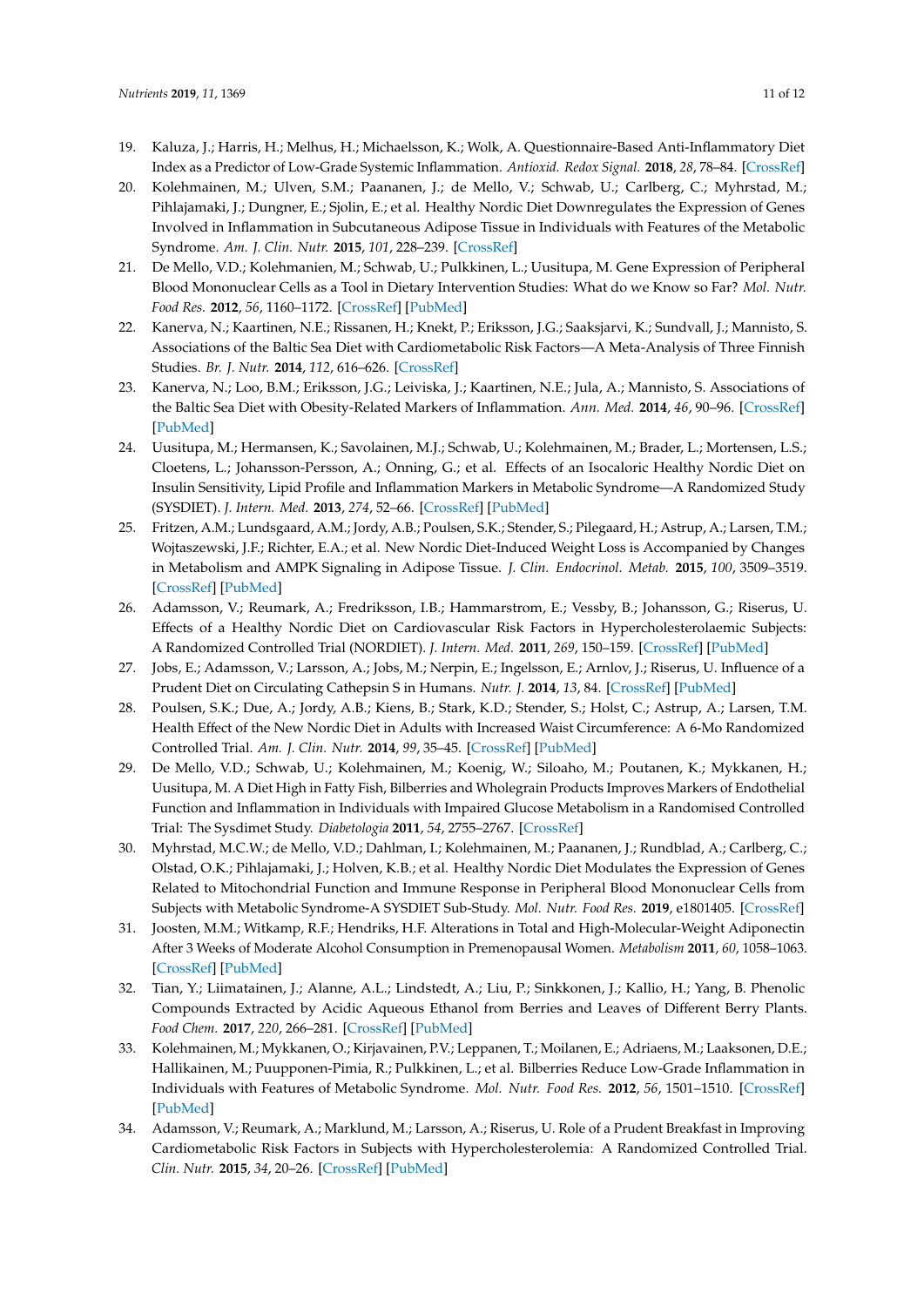19. Kaluza, J.; Harris, H.; Melhus, H.; Michaelsson, K.; Wolk, A. Questionnaire-Based Anti-Inflammatory Diet Index as a Predictor of Low-Grade Systemic Inflammation. *Antioxid. Redox Signal.* **2018**, *28*, 78–84. [CrossRef]
20. Kolehmainen, M.; Ulven, S.M.; Paananen, J.; de Mello, V.; Schwab, U.; Carlberg, C.; Myhrstad, M.; Pihlajamaki, J.; Dungner, E.; Sjolin, E.; et al. Healthy Nordic Diet Downregulates the Expression of Genes Involved in Inflammation in Subcutaneous Adipose Tissue in Individuals with Features of the Metabolic Syndrome. *Am. J. Clin. Nutr.* **2015**, *101*, 228–239. [CrossRef]
21. De Mello, V.D.; Kolehmanien, M.; Schwab, U.; Pulkkinen, L.; Uusitupa, M. Gene Expression of Peripheral Blood Mononuclear Cells as a Tool in Dietary Intervention Studies: What do we Know so Far? *Mol. Nutr. Food Res.* **2012**, *56*, 1160–1172. [CrossRef] [PubMed]
22. Kanerva, N.; Kaartinen, N.E.; Rissanen, H.; Knekt, P.; Eriksson, J.G.; Saaksjarvi, K.; Sundvall, J.; Mannisto, S. Associations of the Baltic Sea Diet with Cardiometabolic Risk Factors—A Meta-Analysis of Three Finnish Studies. *Br. J. Nutr.* **2014**, *112*, 616–626. [CrossRef]
23. Kanerva, N.; Loo, B.M.; Eriksson, J.G.; Leiviska, J.; Kaartinen, N.E.; Jula, A.; Mannisto, S. Associations of the Baltic Sea Diet with Obesity-Related Markers of Inflammation. *Ann. Med.* **2014**, *46*, 90–96. [CrossRef] [PubMed]
24. Uusitupa, M.; Hermansen, K.; Savolainen, M.J.; Schwab, U.; Kolehmainen, M.; Brader, L.; Mortensen, L.S.; Cloetens, L.; Johansson-Persson, A.; Onning, G.; et al. Effects of an Isocaloric Healthy Nordic Diet on Insulin Sensitivity, Lipid Profile and Inflammation Markers in Metabolic Syndrome—A Randomized Study (SYSDIET). *J. Intern. Med.* **2013**, *274*, 52–66. [CrossRef] [PubMed]
25. Fritzen, A.M.; Lundsgaard, A.M.; Jordy, A.B.; Poulsen, S.K.; Stender, S.; Pilegaard, H.; Astrup, A.; Larsen, T.M.; Wojtaszewski, J.F.; Richter, E.A.; et al. New Nordic Diet-Induced Weight Loss is Accompanied by Changes in Metabolism and AMPK Signaling in Adipose Tissue. *J. Clin. Endocrinol. Metab.* **2015**, *100*, 3509–3519. [CrossRef] [PubMed]
26. Adamsson, V.; Reumark, A.; Fredriksson, I.B.; Hammarstrom, E.; Vessby, B.; Johansson, G.; Riserus, U. Effects of a Healthy Nordic Diet on Cardiovascular Risk Factors in Hypercholesterolaemic Subjects: A Randomized Controlled Trial (NORDIET). *J. Intern. Med.* **2011**, *269*, 150–159. [CrossRef] [PubMed]
27. Jobs, E.; Adamsson, V.; Larsson, A.; Jobs, M.; Nerpin, E.; Ingelsson, E.; Arnlov, J.; Riserus, U. Influence of a Prudent Diet on Circulating Cathepsin S in Humans. *Nutr. J.* **2014**, *13*, 84. [CrossRef] [PubMed]
28. Poulsen, S.K.; Due, A.; Jordy, A.B.; Kiens, B.; Stark, K.D.; Stender, S.; Holst, C.; Astrup, A.; Larsen, T.M. Health Effect of the New Nordic Diet in Adults with Increased Waist Circumference: A 6-Mo Randomized Controlled Trial. *Am. J. Clin. Nutr.* **2014**, *99*, 35–45. [CrossRef] [PubMed]
29. De Mello, V.D.; Schwab, U.; Kolehmainen, M.; Koenig, W.; Siloaho, M.; Poutanen, K.; Mykkanen, H.; Uusitupa, M. A Diet High in Fatty Fish, Bilberries and Wholegrain Products Improves Markers of Endothelial Function and Inflammation in Individuals with Impaired Glucose Metabolism in a Randomised Controlled Trial: The Sysdimet Study. *Diabetologia* **2011**, *54*, 2755–2767. [CrossRef]
30. Myhrstad, M.C.W.; de Mello, V.D.; Dahlman, I.; Kolehmainen, M.; Paananen, J.; Rundblad, A.; Carlberg, C.; Olstad, O.K.; Pihlajamaki, J.; Holven, K.B.; et al. Healthy Nordic Diet Modulates the Expression of Genes Related to Mitochondrial Function and Immune Response in Peripheral Blood Mononuclear Cells from Subjects with Metabolic Syndrome-A SYSDIET Sub-Study. *Mol. Nutr. Food Res.* **2019**, e1801405. [CrossRef]
31. Joosten, M.M.; Witkamp, R.F.; Hendriks, H.F. Alterations in Total and High-Molecular-Weight Adiponectin After 3 Weeks of Moderate Alcohol Consumption in Premenopausal Women. *Metabolism* **2011**, *60*, 1058–1063. [CrossRef] [PubMed]
32. Tian, Y.; Liimatainen, J.; Alanne, A.L.; Lindstedt, A.; Liu, P.; Sinkkonen, J.; Kallio, H.; Yang, B. Phenolic Compounds Extracted by Acidic Aqueous Ethanol from Berries and Leaves of Different Berry Plants. *Food Chem.* **2017**, *220*, 266–281. [CrossRef] [PubMed]
33. Kolehmainen, M.; Mykkanen, O.; Kirjavainen, P.V.; Leppanen, T.; Moilanen, E.; Adriaens, M.; Laaksonen, D.E.; Hallikainen, M.; Puupponen-Pimia, R.; Pulkkinen, L.; et al. Bilberries Reduce Low-Grade Inflammation in Individuals with Features of Metabolic Syndrome. *Mol. Nutr. Food Res.* **2012**, *56*, 1501–1510. [CrossRef] [PubMed]
34. Adamsson, V.; Reumark, A.; Marklund, M.; Larsson, A.; Riserus, U. Role of a Prudent Breakfast in Improving Cardiometabolic Risk Factors in Subjects with Hypercholesterolemia: A Randomized Controlled Trial. *Clin. Nutr.* **2015**, *34*, 20–26. [CrossRef] [PubMed]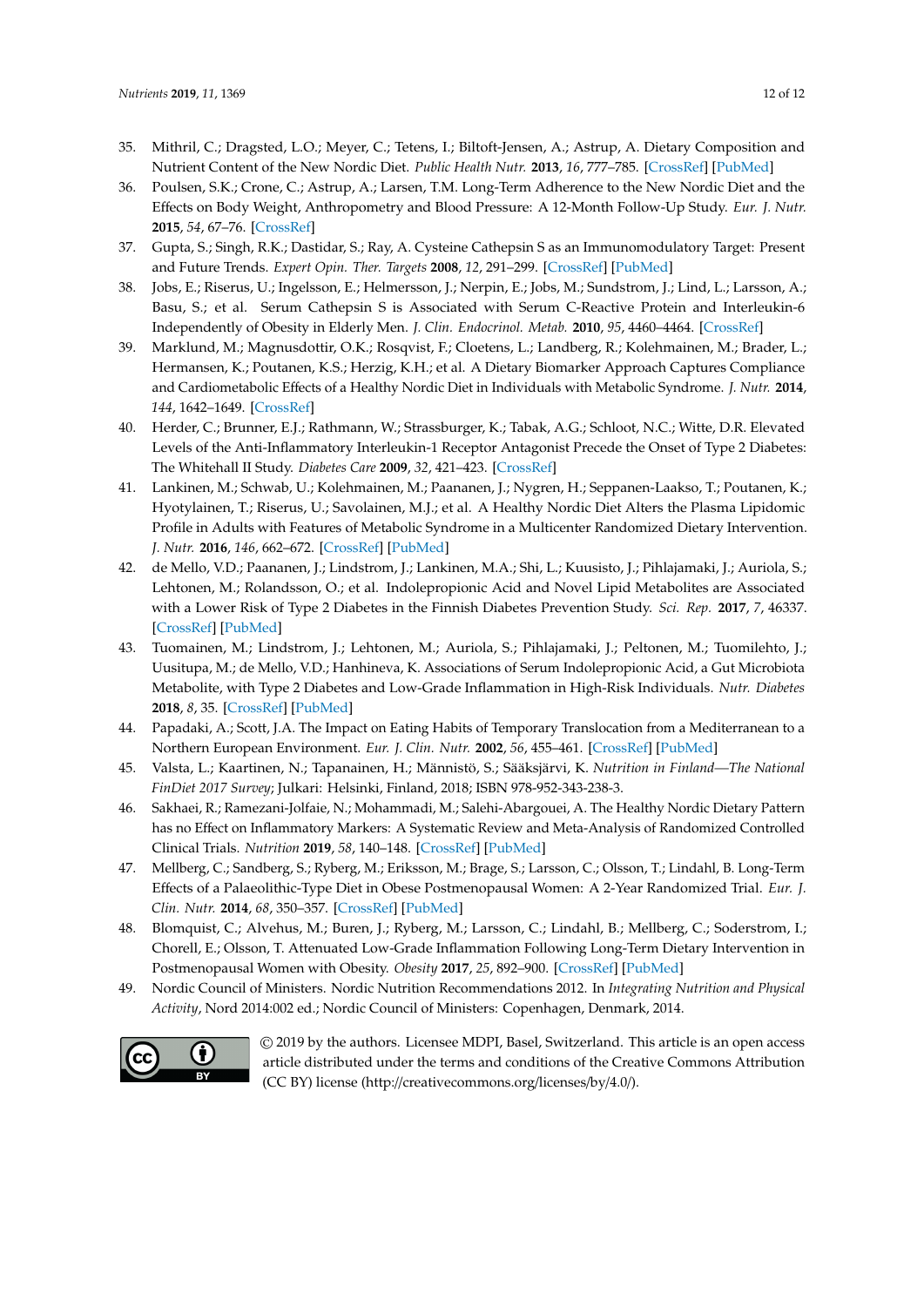35. Mithril, C.; Dragsted, L.O.; Meyer, C.; Tetens, I.; Biltoft-Jensen, A.; Astrup, A. Dietary Composition and Nutrient Content of the New Nordic Diet. *Public Health Nutr.* **2013**, *16*, 777–785. [CrossRef] [PubMed]
36. Poulsen, S.K.; Crone, C.; Astrup, A.; Larsen, T.M. Long-Term Adherence to the New Nordic Diet and the Effects on Body Weight, Anthropometry and Blood Pressure: A 12-Month Follow-Up Study. *Eur. J. Nutr.* **2015**, *54*, 67–76. [CrossRef]
37. Gupta, S.; Singh, R.K.; Dastidar, S.; Ray, A. Cysteine Cathepsin S as an Immunomodulatory Target: Present and Future Trends. *Expert Opin. Ther. Targets* **2008**, *12*, 291–299. [CrossRef] [PubMed]
38. Jobs, E.; Riserus, U.; Ingelsson, E.; Helmersson, J.; Nerpin, E.; Jobs, M.; Sundstrom, J.; Lind, L.; Larsson, A.; Basu, S.; et al. Serum Cathepsin S is Associated with Serum C-Reactive Protein and Interleukin-6 Independently of Obesity in Elderly Men. *J. Clin. Endocrinol. Metab.* **2010**, *95*, 4460–4464. [CrossRef]
39. Marklund, M.; Magnusdottir, O.K.; Rosqvist, F.; Cloetens, L.; Landberg, R.; Kolehmainen, M.; Brader, L.; Hermansen, K.; Poutanen, K.S.; Herzig, K.H.; et al. A Dietary Biomarker Approach Captures Compliance and Cardiometabolic Effects of a Healthy Nordic Diet in Individuals with Metabolic Syndrome. *J. Nutr.* **2014**, *144*, 1642–1649. [CrossRef]
40. Herder, C.; Brunner, E.J.; Rathmann, W.; Strassburger, K.; Tabak, A.G.; Schloot, N.C.; Witte, D.R. Elevated Levels of the Anti-Inflammatory Interleukin-1 Receptor Antagonist Precede the Onset of Type 2 Diabetes: The Whitehall II Study. *Diabetes Care* **2009**, *32*, 421–423. [CrossRef]
41. Lankinen, M.; Schwab, U.; Kolehmainen, M.; Paananen, J.; Nygren, H.; Seppanen-Laakso, T.; Poutanen, K.; Hyotylainen, T.; Riserus, U.; Savolainen, M.J.; et al. A Healthy Nordic Diet Alters the Plasma Lipidomic Profile in Adults with Features of Metabolic Syndrome in a Multicenter Randomized Dietary Intervention. *J. Nutr.* **2016**, *146*, 662–672. [CrossRef] [PubMed]
42. de Mello, V.D.; Paananen, J.; Lindstrom, J.; Lankinen, M.A.; Shi, L.; Kuusisto, J.; Pihlajamaki, J.; Auriola, S.; Lehtonen, M.; Rolandsson, O.; et al. Indolepropionic Acid and Novel Lipid Metabolites are Associated with a Lower Risk of Type 2 Diabetes in the Finnish Diabetes Prevention Study. *Sci. Rep.* **2017**, *7*, 46337. [CrossRef] [PubMed]
43. Tuomainen, M.; Lindstrom, J.; Lehtonen, M.; Auriola, S.; Pihlajamaki, J.; Peltonen, M.; Tuomilehto, J.; Uusitupa, M.; de Mello, V.D.; Hanhineva, K. Associations of Serum Indolepropionic Acid, a Gut Microbiota Metabolite, with Type 2 Diabetes and Low-Grade Inflammation in High-Risk Individuals. *Nutr. Diabetes* **2018**, *8*, 35. [CrossRef] [PubMed]
44. Papadaki, A.; Scott, J.A. The Impact on Eating Habits of Temporary Translocation from a Mediterranean to a Northern European Environment. *Eur. J. Clin. Nutr.* **2002**, *56*, 455–461. [CrossRef] [PubMed]
45. Valsta, L.; Kaartinen, N.; Tapanainen, H.; Männistö, S.; Sääksjärvi, K. *Nutrition in Finland—The National FinDiet 2017 Survey*; Julkari: Helsinki, Finland, 2018; ISBN 978-952-343-238-3.
46. Sakhaei, R.; Ramezani-Jolfaie, N.; Mohammadi, M.; Salehi-Abargouei, A. The Healthy Nordic Dietary Pattern has no Effect on Inflammatory Markers: A Systematic Review and Meta-Analysis of Randomized Controlled Clinical Trials. *Nutrition* **2019**, *58*, 140–148. [CrossRef] [PubMed]
47. Mellberg, C.; Sandberg, S.; Ryberg, M.; Eriksson, M.; Brage, S.; Larsson, C.; Olsson, T.; Lindahl, B. Long-Term Effects of a Palaeolithic-Type Diet in Obese Postmenopausal Women: A 2-Year Randomized Trial. *Eur. J. Clin. Nutr.* **2014**, *68*, 350–357. [CrossRef] [PubMed]
48. Blomquist, C.; Alvehus, M.; Buren, J.; Ryberg, M.; Larsson, C.; Lindahl, B.; Mellberg, C.; Soderstrom, I.; Chorell, E.; Olsson, T. Attenuated Low-Grade Inflammation Following Long-Term Dietary Intervention in Postmenopausal Women with Obesity. *Obesity* **2017**, *25*, 892–900. [CrossRef] [PubMed]
49. Nordic Council of Ministers. Nordic Nutrition Recommendations 2012. In *Integrating Nutrition and Physical Activity*, Nord 2014:002 ed.; Nordic Council of Ministers: Copenhagen, Denmark, 2014.

© 2019 by the authors. Licensee MDPI, Basel, Switzerland. This article is an open access article distributed under the terms and conditions of the Creative Commons Attribution (CC BY) license (http://creativecommons.org/licenses/by/4.0/).